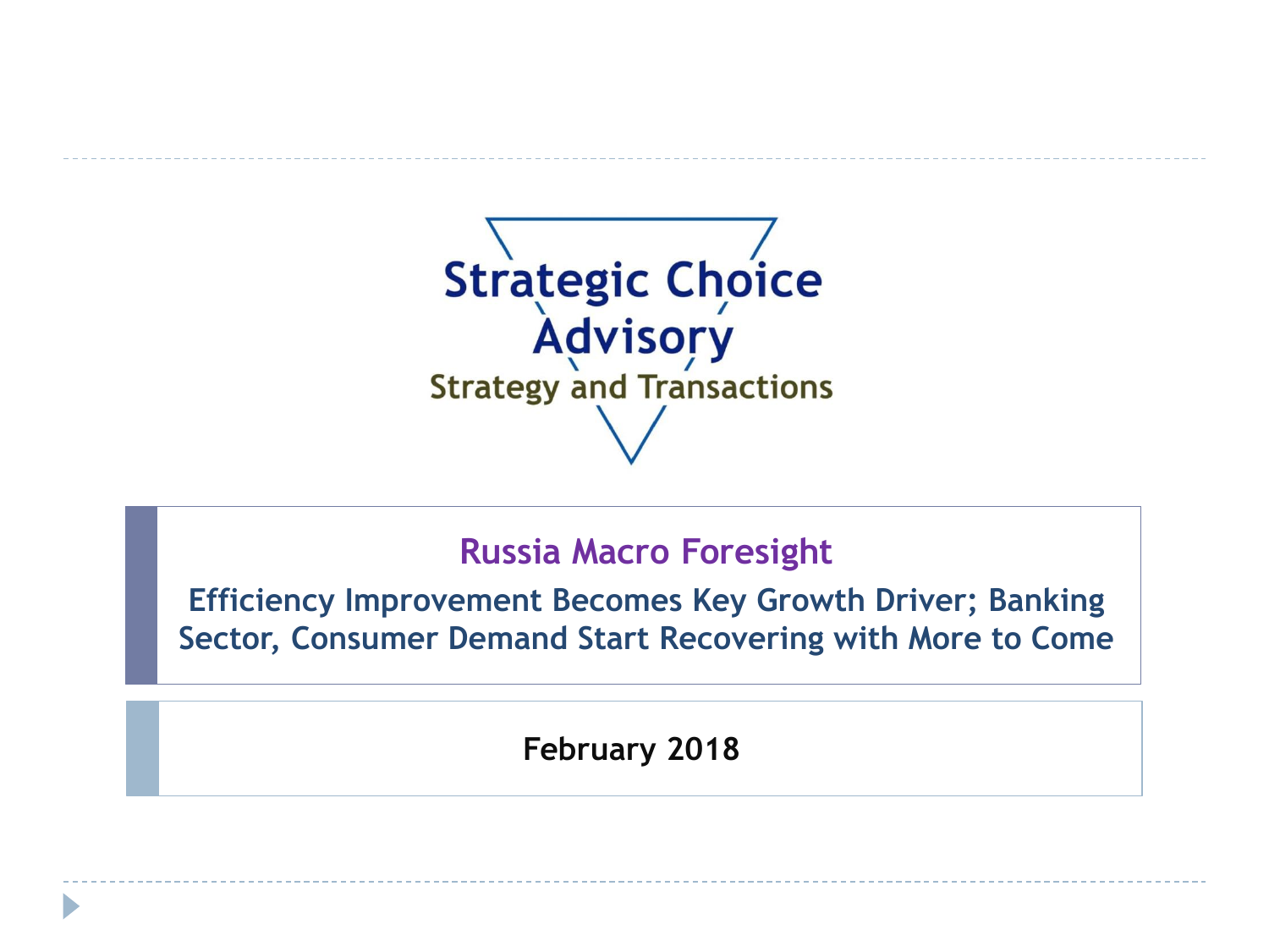Strategic Choice Advisory

Strategy and Transactions

# Russia Macro Foresight

## Efficiency Improvement Becomes Key Growth Driver; Banking Sector, Consumer Demand Start Recovering with More to Come

**February 2018**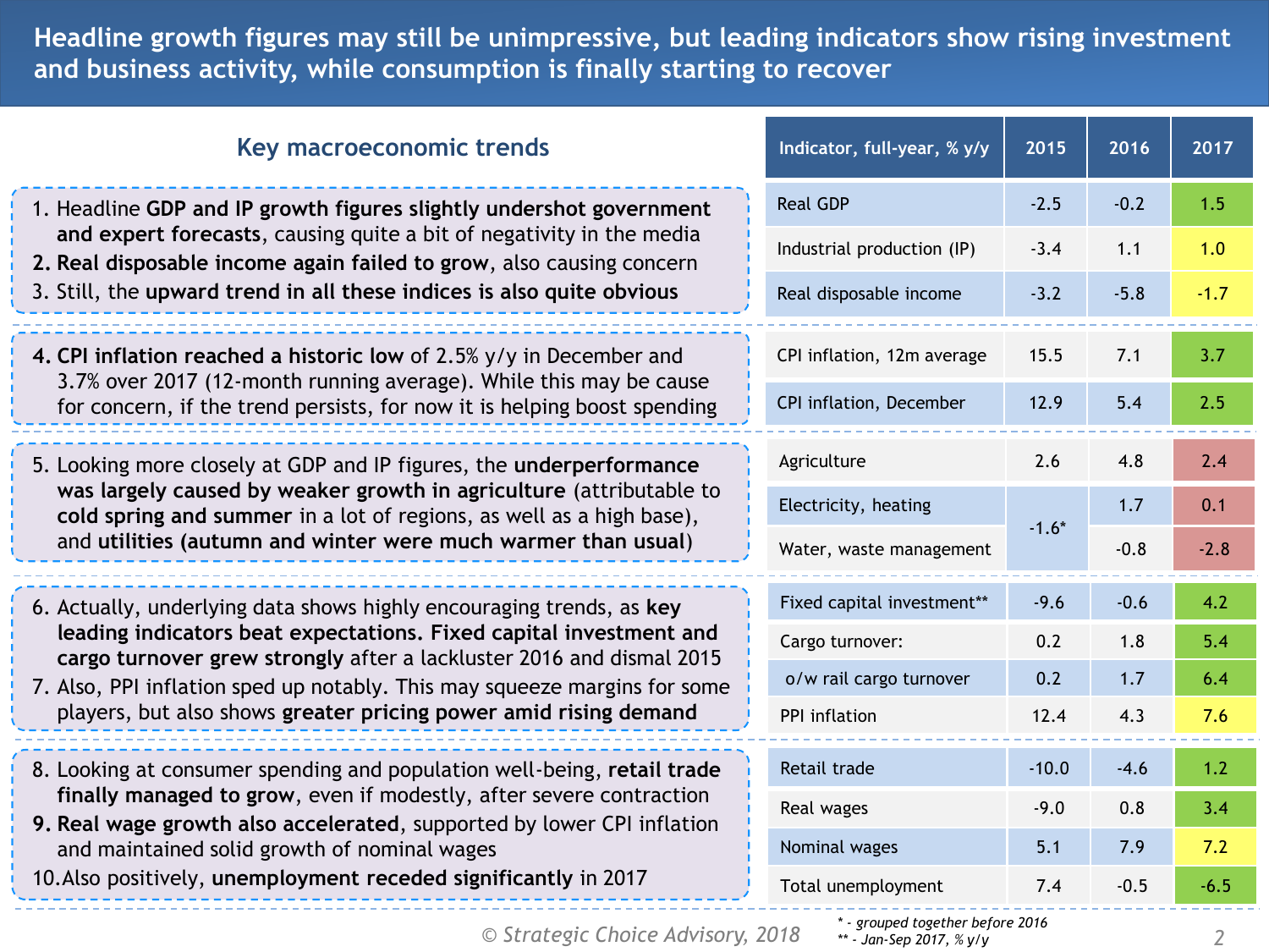# Headline growth figures may still be unimpressive, but leading indicators show rising investment and business activity, while consumption is finally starting to recover

## Key macroeconomic trends

1. Headline **GDP and IP growth figures slightly undershot government and expert forecasts**, causing quite a bit of negativity in the media
2. **Real disposable income again failed to grow**, also causing concern
3. Still, the **upward trend in all these indices is also quite obvious**

4. **CPI inflation reached a historic low** of 2.5% y/y in December and 3.7% over 2017 (12-month running average). While this may be cause for concern, if the trend persists, for now it is helping boost spending

5. Looking more closely at GDP and IP figures, the **underperformance was largely caused by weaker growth in agriculture** (attributable to **cold spring and summer** in a lot of regions, as well as a high base), and **utilities (autumn and winter were much warmer than usual)**

6. Actually, underlying data shows highly encouraging trends, as **key leading indicators beat expectations. Fixed capital investment and cargo turnover grew strongly** after a lackluster 2016 and dismal 2015
7. Also, PPI inflation sped up notably. This may squeeze margins for some players, but also shows **greater pricing power amid rising demand**

8. Looking at consumer spending and population well-being, **retail trade finally managed to grow**, even if modestly, after severe contraction
9. **Real wage growth also accelerated**, supported by lower CPI inflation and maintained solid growth of nominal wages
10. Also positively, **unemployment receded significantly** in 2017

| Indicator, full-year, % y/y | 2015 | 2016 | 2017 |
|---|---|---|---|
| Real GDP | -2.5 | -0.2 | 1.5 |
| Industrial production (IP) | -3.4 | 1.1 | 1.0 |
| Real disposable income | -3.2 | -5.8 | -1.7 |
| CPI inflation, 12m average | 15.5 | 7.1 | 3.7 |
| CPI inflation, December | 12.9 | 5.4 | 2.5 |
| Agriculture | 2.6 | 4.8 | 2.4 |
| Electricity, heating | -1.6* | 1.7 | 0.1 |
| Water, waste management | | -0.8 | -2.8 |
| Fixed capital investment** | -9.6 | -0.6 | 4.2 |
| Cargo turnover: | 0.2 | 1.8 | 5.4 |
| o/w rail cargo turnover | 0.2 | 1.7 | 6.4 |
| PPI inflation | 12.4 | 4.3 | 7.6 |
| Retail trade | -10.0 | -4.6 | 1.2 |
| Real wages | -9.0 | 0.8 | 3.4 |
| Nominal wages | 5.1 | 7.9 | 7.2 |
| Total unemployment | 7.4 | -0.5 | -6.5 |

*\* - grouped together before 2016*
*\*\* - Jan-Sep 2017, % y/y*

© Strategic Choice Advisory, 2018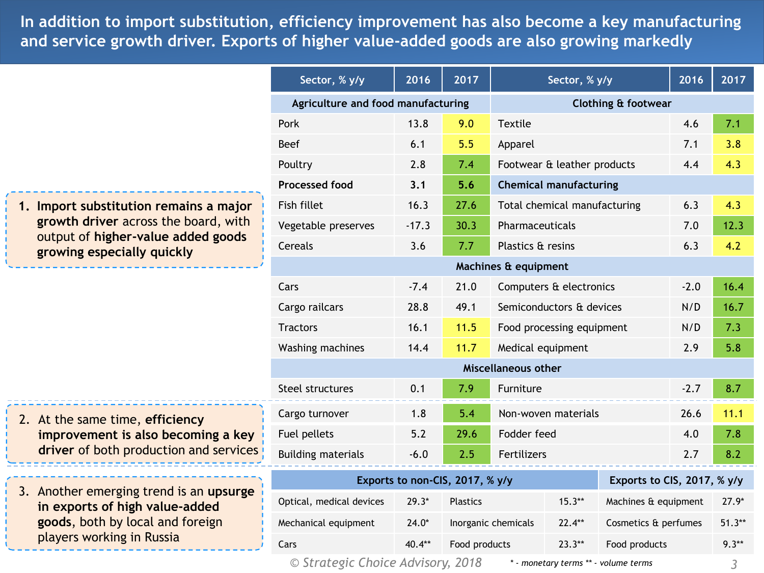# In addition to import substitution, efficiency improvement has also become a key manufacturing and service growth driver. Exports of higher value-added goods are also growing markedly

1. **Import substitution remains a major growth driver** across the board, with output of **higher-value added goods growing especially quickly**

| Sector, % y/y | 2016 | 2017 | Sector, % y/y | 2016 | 2017 |
|---|---|---|---|---|---|
| **Agriculture and food manufacturing** | | | **Clothing & footwear** | | |
| Pork | 13.8 | 9.0 | Textile | 4.6 | 7.1 |
| Beef | 6.1 | 5.5 | Apparel | 7.1 | 3.8 |
| Poultry | 2.8 | 7.4 | Footwear & leather products | 4.4 | 4.3 |
| **Processed food** | **3.1** | **5.6** | **Chemical manufacturing** | | |
| Fish fillet | 16.3 | 27.6 | Total chemical manufacturing | 6.3 | 4.3 |
| Vegetable preserves | -17.3 | 30.3 | Pharmaceuticals | 7.0 | 12.3 |
| Cereals | 3.6 | 7.7 | Plastics & resins | 6.3 | 4.2 |
| **Machines & equipment** | | | | | |
| Cars | -7.4 | 21.0 | Computers & electronics | -2.0 | 16.4 |
| Cargo railcars | 28.8 | 49.1 | Semiconductors & devices | N/D | 16.7 |
| Tractors | 16.1 | 11.5 | Food processing equipment | N/D | 7.3 |
| Washing machines | 14.4 | 11.7 | Medical equipment | 2.9 | 5.8 |
| **Miscellaneous other** | | | | | |
| Steel structures | 0.1 | 7.9 | Furniture | -2.7 | 8.7 |

2. At the same time, **efficiency improvement is also becoming a key driver** of both production and services

| Sector, % y/y | 2016 | 2017 | Sector, % y/y | 2016 | 2017 |
|---|---|---|---|---|---|
| Cargo turnover | 1.8 | 5.4 | Non-woven materials | 26.6 | 11.1 |
| Fuel pellets | 5.2 | 29.6 | Fodder feed | 4.0 | 7.8 |
| Building materials | -6.0 | 2.5 | Fertilizers | 2.7 | 8.2 |

3. Another emerging trend is an **upsurge in exports of high value-added goods**, both by local and foreign players working in Russia

| Exports to non-CIS, 2017, % y/y | | | | Exports to CIS, 2017, % y/y | |
|---|---|---|---|---|---|
| Optical, medical devices | 29.3* | Plastics | 15.3** | Machines & equipment | 27.9* |
| Mechanical equipment | 24.0* | Inorganic chemicals | 22.4** | Cosmetics & perfumes | 51.3** |
| Cars | 40.4** | Food products | 23.3** | Food products | 9.3** |

*© Strategic Choice Advisory, 2018*

*\* - monetary terms \*\* - volume terms*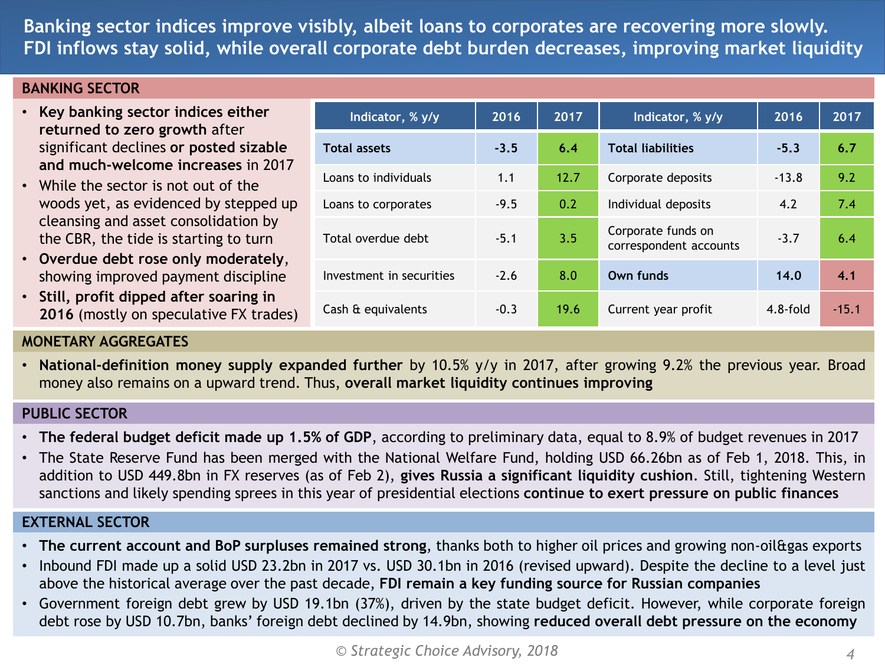# Banking sector indices improve visibly, albeit loans to corporates are recovering more slowly. FDI inflows stay solid, while overall corporate debt burden decreases, improving market liquidity

## BANKING SECTOR

- **Key banking sector indices either returned to zero growth** after significant declines **or posted sizable and much-welcome increases** in 2017
- While the sector is not out of the woods yet, as evidenced by stepped up cleansing and asset consolidation by the CBR, the tide is starting to turn
- **Overdue debt rose only moderately**, showing improved payment discipline
- **Still, profit dipped after soaring in 2016** (mostly on speculative FX trades)

| Indicator, % y/y | 2016 | 2017 | Indicator, % y/y | 2016 | 2017 |
|---|---|---|---|---|---|
| **Total assets** | **-3.5** | **6.4** | **Total liabilities** | **-5.3** | **6.7** |
| Loans to individuals | 1.1 | 12.7 | Corporate deposits | -13.8 | 9.2 |
| Loans to corporates | -9.5 | 0.2 | Individual deposits | 4.2 | 7.4 |
| Total overdue debt | -5.1 | 3.5 | Corporate funds on correspondent accounts | -3.7 | 6.4 |
| Investment in securities | -2.6 | 8.0 | **Own funds** | **14.0** | **4.1** |
| Cash & equivalents | -0.3 | 19.6 | Current year profit | 4.8-fold | -15.1 |

## MONETARY AGGREGATES

- **National-definition money supply expanded further** by 10.5% y/y in 2017, after growing 9.2% the previous year. Broad money also remains on a upward trend. Thus, **overall market liquidity continues improving**

## PUBLIC SECTOR

- **The federal budget deficit made up 1.5% of GDP**, according to preliminary data, equal to 8.9% of budget revenues in 2017
- The State Reserve Fund has been merged with the National Welfare Fund, holding USD 66.26bn as of Feb 1, 2018. This, in addition to USD 449.8bn in FX reserves (as of Feb 2), **gives Russia a significant liquidity cushion**. Still, tightening Western sanctions and likely spending sprees in this year of presidential elections **continue to exert pressure on public finances**

## EXTERNAL SECTOR

- **The current account and BoP surpluses remained strong**, thanks both to higher oil prices and growing non-oil&gas exports
- Inbound FDI made up a solid USD 23.2bn in 2017 vs. USD 30.1bn in 2016 (revised upward). Despite the decline to a level just above the historical average over the past decade, **FDI remain a key funding source for Russian companies**
- Government foreign debt grew by USD 19.1bn (37%), driven by the state budget deficit. However, while corporate foreign debt rose by USD 10.7bn, banks' foreign debt declined by 14.9bn, showing **reduced overall debt pressure on the economy**

*© Strategic Choice Advisory, 2018*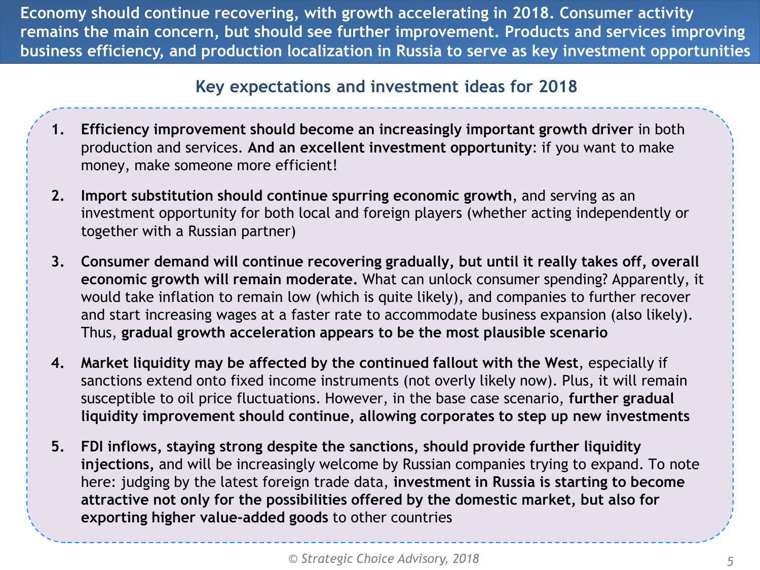**Economy should continue recovering, with growth accelerating in 2018. Consumer activity remains the main concern, but should see further improvement. Products and services improving business efficiency, and production localization in Russia to serve as key investment opportunities**

## Key expectations and investment ideas for 2018

1. **Efficiency improvement should become an increasingly important growth driver** in both production and services. **And an excellent investment opportunity**: if you want to make money, make someone more efficient!

2. **Import substitution should continue spurring economic growth**, and serving as an investment opportunity for both local and foreign players (whether acting independently or together with a Russian partner)

3. **Consumer demand will continue recovering gradually, but until it really takes off, overall economic growth will remain moderate.** What can unlock consumer spending? Apparently, it would take inflation to remain low (which is quite likely), and companies to further recover and start increasing wages at a faster rate to accommodate business expansion (also likely). Thus, **gradual growth acceleration appears to be the most plausible scenario**

4. **Market liquidity may be affected by the continued fallout with the West**, especially if sanctions extend onto fixed income instruments (not overly likely now). Plus, it will remain susceptible to oil price fluctuations. However, in the base case scenario, **further gradual liquidity improvement should continue, allowing corporates to step up new investments**

5. **FDI inflows, staying strong despite the sanctions, should provide further liquidity injections,** and will be increasingly welcome by Russian companies trying to expand. To note here: judging by the latest foreign trade data, **investment in Russia is starting to become attractive not only for the possibilities offered by the domestic market, but also for exporting higher value-added goods** to other countries

*© Strategic Choice Advisory, 2018*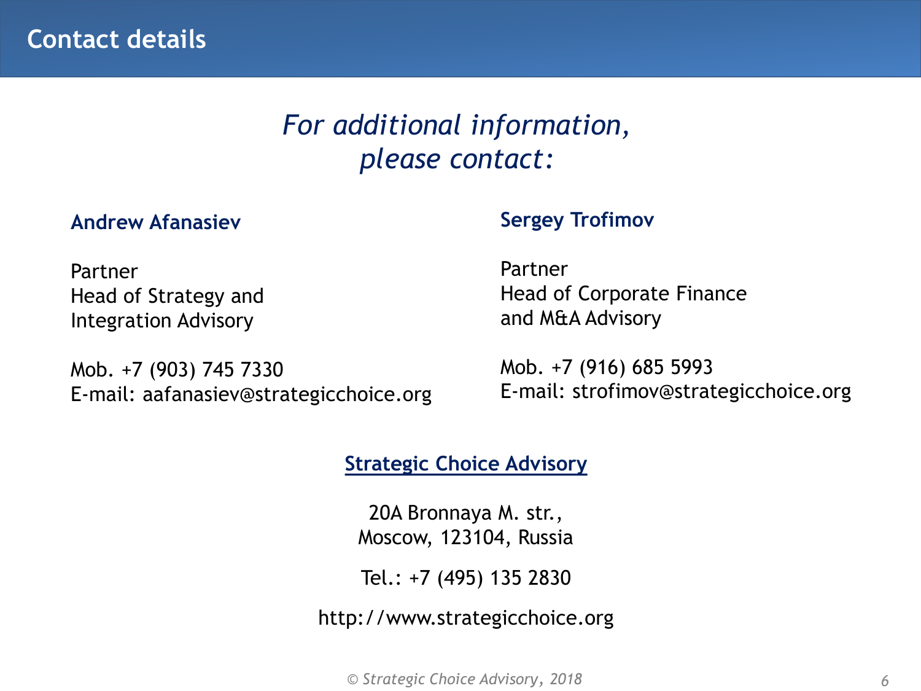# Contact details

*For additional information,*
*please contact:*

**Andrew Afanasiev**

Partner
Head of Strategy and
Integration Advisory

Mob. +7 (903) 745 7330
E-mail: aafanasiev@strategicchoice.org

**Sergey Trofimov**

Partner
Head of Corporate Finance
and M&A Advisory

Mob. +7 (916) 685 5993
E-mail: strofimov@strategicchoice.org

**Strategic Choice Advisory**

20A Bronnaya M. str.,
Moscow, 123104, Russia

Tel.: +7 (495) 135 2830

http://www.strategicchoice.org

*© Strategic Choice Advisory, 2018*